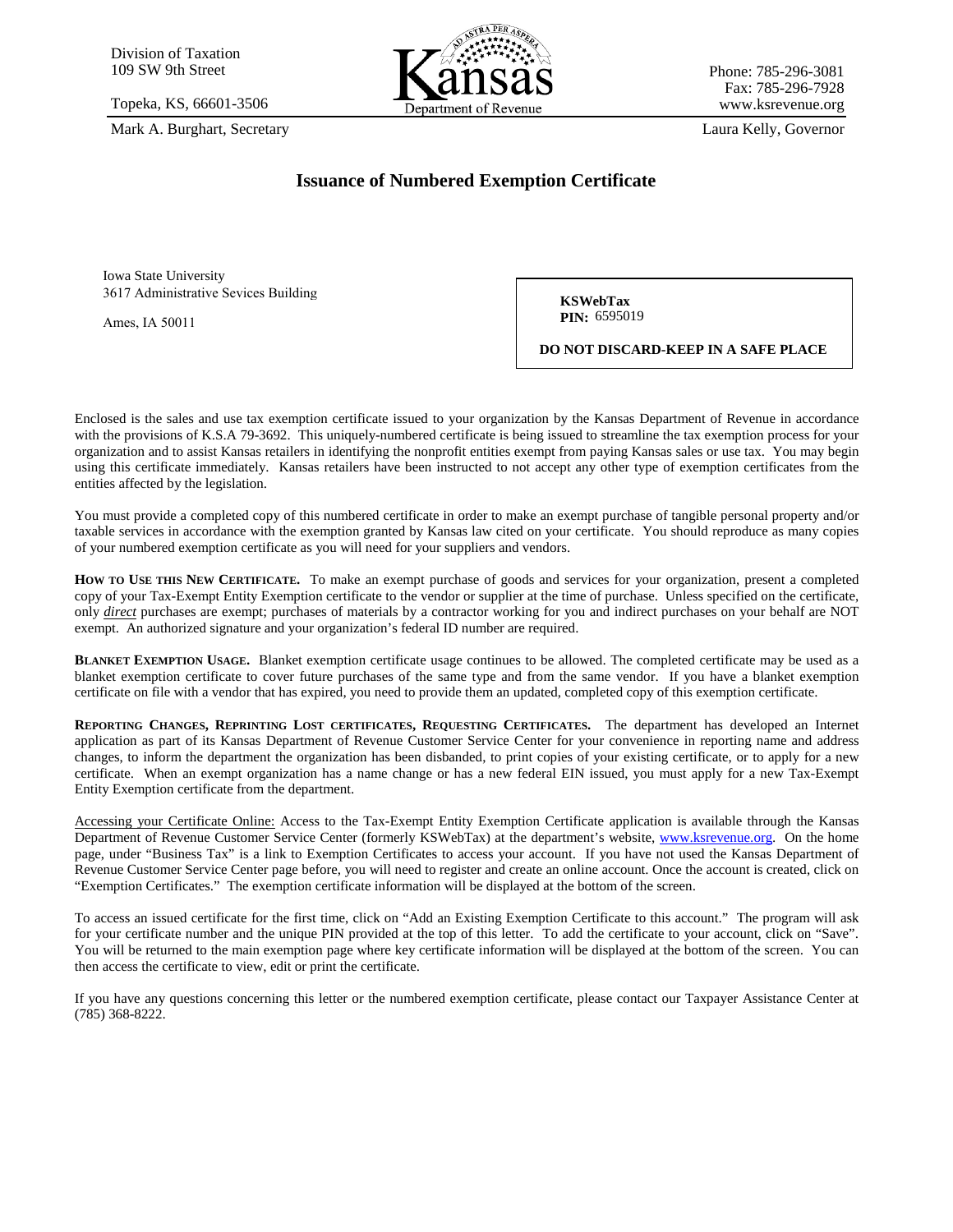Division of Taxation
109 SW 9th Street

Topeka, KS, 66601-3506

Mark A. Burghart, Secretary

Kansas Department of Revenue

Phone: 785-296-3081
Fax: 785-296-7928
www.ksrevenue.org

Laura Kelly, Governor

## Issuance of Numbered Exemption Certificate

Iowa State University
3617 Administrative Sevices Building

Ames, IA 50011

**KSWebTax**
**PIN:** 6595019

**DO NOT DISCARD-KEEP IN A SAFE PLACE**

Enclosed is the sales and use tax exemption certificate issued to your organization by the Kansas Department of Revenue in accordance with the provisions of K.S.A 79-3692. This uniquely-numbered certificate is being issued to streamline the tax exemption process for your organization and to assist Kansas retailers in identifying the nonprofit entities exempt from paying Kansas sales or use tax. You may begin using this certificate immediately. Kansas retailers have been instructed to not accept any other type of exemption certificates from the entities affected by the legislation.

You must provide a completed copy of this numbered certificate in order to make an exempt purchase of tangible personal property and/or taxable services in accordance with the exemption granted by Kansas law cited on your certificate. You should reproduce as many copies of your numbered exemption certificate as you will need for your suppliers and vendors.

**HOW TO USE THIS NEW CERTIFICATE.** To make an exempt purchase of goods and services for your organization, present a completed copy of your Tax-Exempt Entity Exemption certificate to the vendor or supplier at the time of purchase. Unless specified on the certificate, only ***direct*** purchases are exempt; purchases of materials by a contractor working for you and indirect purchases on your behalf are NOT exempt. An authorized signature and your organization's federal ID number are required.

**BLANKET EXEMPTION USAGE.** Blanket exemption certificate usage continues to be allowed. The completed certificate may be used as a blanket exemption certificate to cover future purchases of the same type and from the same vendor. If you have a blanket exemption certificate on file with a vendor that has expired, you need to provide them an updated, completed copy of this exemption certificate.

**REPORTING CHANGES, REPRINTING LOST CERTIFICATES, REQUESTING CERTIFICATES.** The department has developed an Internet application as part of its Kansas Department of Revenue Customer Service Center for your convenience in reporting name and address changes, to inform the department the organization has been disbanded, to print copies of your existing certificate, or to apply for a new certificate. When an exempt organization has a name change or has a new federal EIN issued, you must apply for a new Tax-Exempt Entity Exemption certificate from the department.

Accessing your Certificate Online: Access to the Tax-Exempt Entity Exemption Certificate application is available through the Kansas Department of Revenue Customer Service Center (formerly KSWebTax) at the department's website, www.ksrevenue.org. On the home page, under "Business Tax" is a link to Exemption Certificates to access your account. If you have not used the Kansas Department of Revenue Customer Service Center page before, you will need to register and create an online account. Once the account is created, click on "Exemption Certificates." The exemption certificate information will be displayed at the bottom of the screen.

To access an issued certificate for the first time, click on "Add an Existing Exemption Certificate to this account." The program will ask for your certificate number and the unique PIN provided at the top of this letter. To add the certificate to your account, click on "Save". You will be returned to the main exemption page where key certificate information will be displayed at the bottom of the screen. You can then access the certificate to view, edit or print the certificate.

If you have any questions concerning this letter or the numbered exemption certificate, please contact our Taxpayer Assistance Center at (785) 368-8222.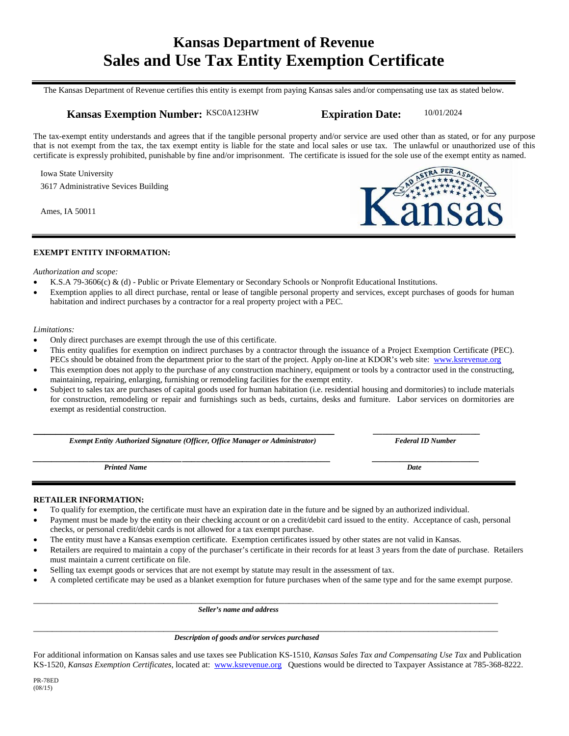# Kansas Department of Revenue
# Sales and Use Tax Entity Exemption Certificate

The Kansas Department of Revenue certifies this entity is exempt from paying Kansas sales and/or compensating use tax as stated below.

**Kansas Exemption Number:** KSC0A123HW **Expiration Date:** 10/01/2024

The tax-exempt entity understands and agrees that if the tangible personal property and/or service are used other than as stated, or for any purpose that is not exempt from the tax, the tax exempt entity is liable for the state and local sales or use tax. The unlawful or unauthorized use of this certificate is expressly prohibited, punishable by fine and/or imprisonment. The certificate is issued for the sole use of the exempt entity as named.

Iowa State University
3617 Administrative Sevices Building

Ames, IA 50011

Kansas

**EXEMPT ENTITY INFORMATION:**

*Authorization and scope:*

- K.S.A 79-3606(c) & (d) - Public or Private Elementary or Secondary Schools or Nonprofit Educational Institutions.
- Exemption applies to all direct purchase, rental or lease of tangible personal property and services, except purchases of goods for human habitation and indirect purchases by a contractor for a real property project with a PEC.

*Limitations:*

- Only direct purchases are exempt through the use of this certificate.
- This entity qualifies for exemption on indirect purchases by a contractor through the issuance of a Project Exemption Certificate (PEC). PECs should be obtained from the department prior to the start of the project. Apply on-line at KDOR's web site: www.ksrevenue.org
- This exemption does not apply to the purchase of any construction machinery, equipment or tools by a contractor used in the constructing, maintaining, repairing, enlarging, furnishing or remodeling facilities for the exempt entity.
- Subject to sales tax are purchases of capital goods used for human habitation (i.e. residential housing and dormitories) to include materials for construction, remodeling or repair and furnishings such as beds, curtains, desks and furniture. Labor services on dormitories are exempt as residential construction.

___________________________________________ ___________________
***Exempt Entity Authorized Signature (Officer, Office Manager or Administrator)*** ***Federal ID Number***

___________________________________________ ___________________
***Printed Name*** ***Date***

**RETAILER INFORMATION:**

- To qualify for exemption, the certificate must have an expiration date in the future and be signed by an authorized individual.
- Payment must be made by the entity on their checking account or on a credit/debit card issued to the entity. Acceptance of cash, personal checks, or personal credit/debit cards is not allowed for a tax exempt purchase.
- The entity must have a Kansas exemption certificate. Exemption certificates issued by other states are not valid in Kansas.
- Retailers are required to maintain a copy of the purchaser's certificate in their records for at least 3 years from the date of purchase. Retailers must maintain a current certificate on file.
- Selling tax exempt goods or services that are not exempt by statute may result in the assessment of tax.
- A completed certificate may be used as a blanket exemption for future purchases when of the same type and for the same exempt purpose.

___________________________________________________________________
***Seller's name and address***

___________________________________________________________________
***Description of goods and/or services purchased***

For additional information on Kansas sales and use taxes see Publication KS-1510, *Kansas Sales Tax and Compensating Use Tax* and Publication KS-1520, *Kansas Exemption Certificates*, located at: www.ksrevenue.org Questions would be directed to Taxpayer Assistance at 785-368-8222.

PR-78ED
(08/15)